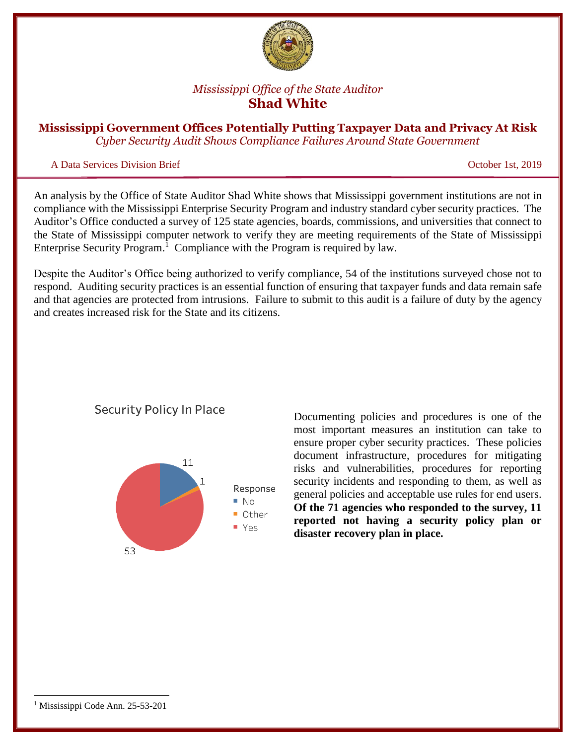*Mississippi Office of the State Auditor*

**Shad White**

# Mississippi Government Offices Potentially Putting Taxpayer Data and Privacy At Risk

*Cyber Security Audit Shows Compliance Failures Around State Government*

A Data Services Division Brief — October 1st, 2019

An analysis by the Office of State Auditor Shad White shows that Mississippi government institutions are not in compliance with the Mississippi Enterprise Security Program and industry standard cyber security practices. The Auditor's Office conducted a survey of 125 state agencies, boards, commissions, and universities that connect to the State of Mississippi computer network to verify they are meeting requirements of the State of Mississippi Enterprise Security Program.[1] Compliance with the Program is required by law.

Despite the Auditor's Office being authorized to verify compliance, 54 of the institutions surveyed chose not to respond. Auditing security practices is an essential function of ensuring that taxpayer funds and data remain safe and that agencies are protected from intrusions. Failure to submit to this audit is a failure of duty by the agency and creates increased risk for the State and its citizens.

**Security Policy In Place**

| Response | Count |
| --- | --- |
| No | 11 |
| Other | 1 |
| Yes | 53 |

Documenting policies and procedures is one of the most important measures an institution can take to ensure proper cyber security practices. These policies document infrastructure, procedures for mitigating risks and vulnerabilities, procedures for reporting security incidents and responding to them, as well as general policies and acceptable use rules for end users. **Of the 71 agencies who responded to the survey, 11 reported not having a security policy plan or disaster recovery plan in place.**

[1] Mississippi Code Ann. 25-53-201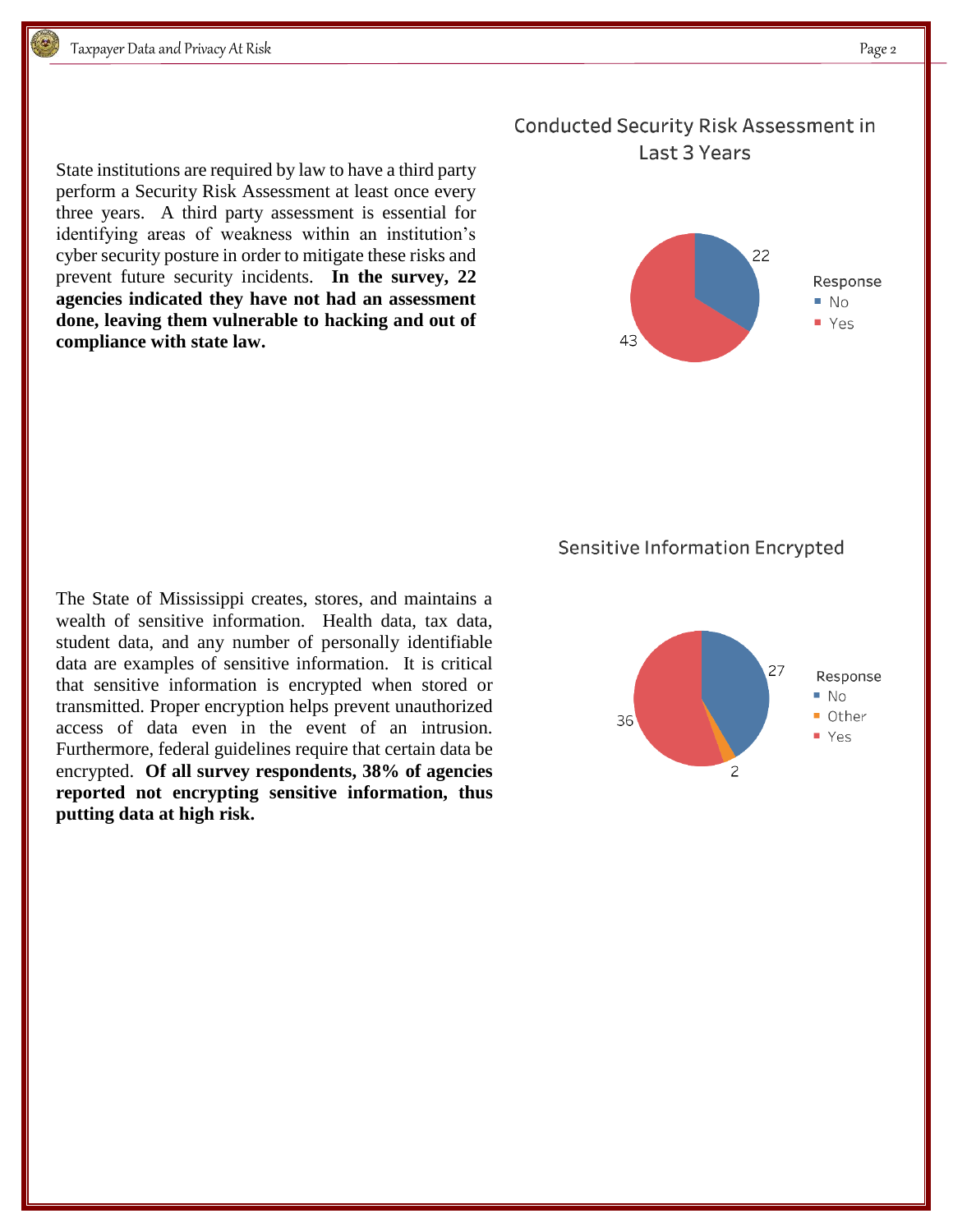State institutions are required by law to have a third party perform a Security Risk Assessment at least once every three years. A third party assessment is essential for identifying areas of weakness within an institution's cyber security posture in order to mitigate these risks and prevent future security incidents. **In the survey, 22 agencies indicated they have not had an assessment done, leaving them vulnerable to hacking and out of compliance with state law.**

**Conducted Security Risk Assessment in Last 3 Years**

| Response | Count |
|---|---|
| No | 22 |
| Yes | 43 |

The State of Mississippi creates, stores, and maintains a wealth of sensitive information. Health data, tax data, student data, and any number of personally identifiable data are examples of sensitive information. It is critical that sensitive information is encrypted when stored or transmitted. Proper encryption helps prevent unauthorized access of data even in the event of an intrusion. Furthermore, federal guidelines require that certain data be encrypted. **Of all survey respondents, 38% of agencies reported not encrypting sensitive information, thus putting data at high risk.**

**Sensitive Information Encrypted**

| Response | Count |
|---|---|
| No | 27 |
| Other | 2 |
| Yes | 36 |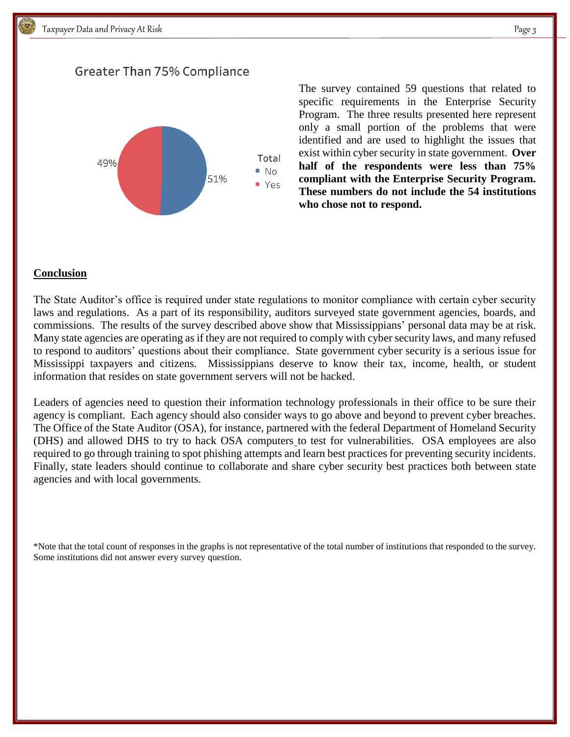Greater Than 75% Compliance

49%

51%

Total
No
Yes

The survey contained 59 questions that related to specific requirements in the Enterprise Security Program. The three results presented here represent only a small portion of the problems that were identified and are used to highlight the issues that exist within cyber security in state government. **Over half of the respondents were less than 75% compliant with the Enterprise Security Program. These numbers do not include the 54 institutions who chose not to respond.**

## Conclusion

The State Auditor's office is required under state regulations to monitor compliance with certain cyber security laws and regulations. As a part of its responsibility, auditors surveyed state government agencies, boards, and commissions. The results of the survey described above show that Mississippians' personal data may be at risk. Many state agencies are operating as if they are not required to comply with cyber security laws, and many refused to respond to auditors' questions about their compliance. State government cyber security is a serious issue for Mississippi taxpayers and citizens. Mississippians deserve to know their tax, income, health, or student information that resides on state government servers will not be hacked.

Leaders of agencies need to question their information technology professionals in their office to be sure their agency is compliant. Each agency should also consider ways to go above and beyond to prevent cyber breaches. The Office of the State Auditor (OSA), for instance, partnered with the federal Department of Homeland Security (DHS) and allowed DHS to try to hack OSA computers to test for vulnerabilities. OSA employees are also required to go through training to spot phishing attempts and learn best practices for preventing security incidents. Finally, state leaders should continue to collaborate and share cyber security best practices both between state agencies and with local governments.

*Note that the total count of responses in the graphs is not representative of the total number of institutions that responded to the survey. Some institutions did not answer every survey question.